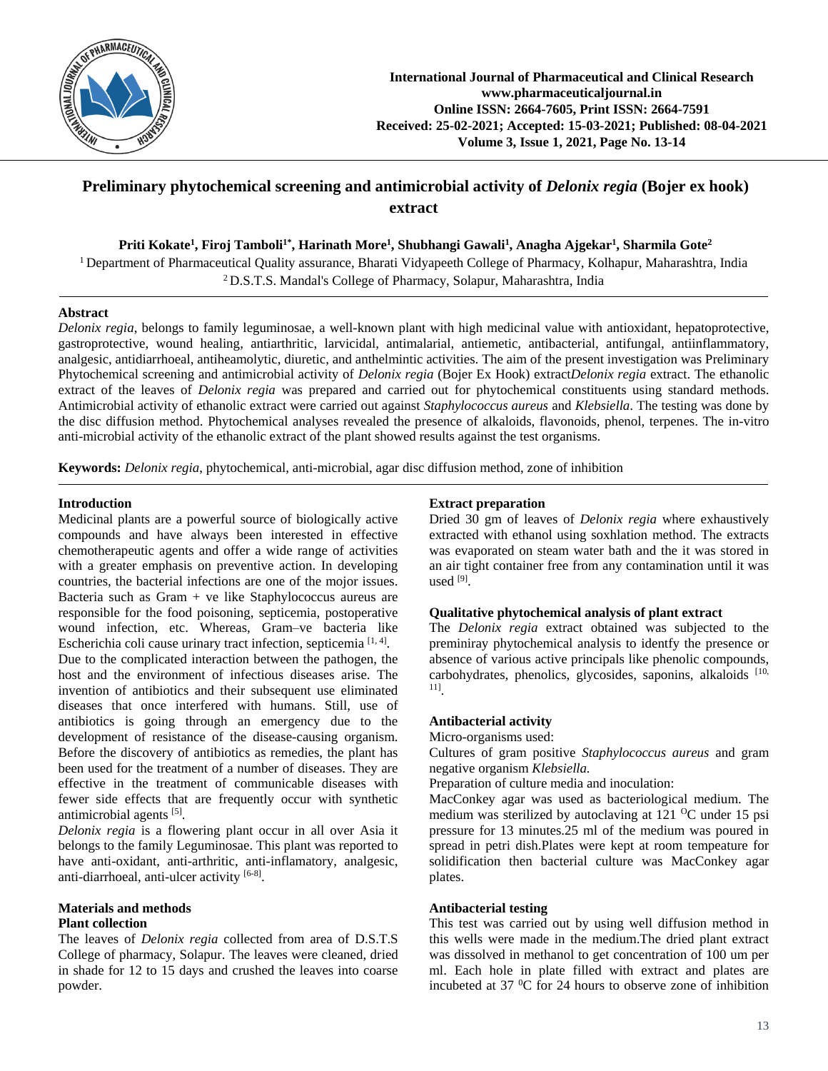# Preliminary phytochemical screening and antimicrobial activity of *Delonix regia* (Bojer ex hook) extract

**Priti Kokate[1], Firoj Tamboli[1*], Harinath More[1], Shubhangi Gawali[1], Anagha Ajgekar[1], Sharmila Gote[2]**

[1] Department of Pharmaceutical Quality assurance, Bharati Vidyapeeth College of Pharmacy, Kolhapur, Maharashtra, India
[2] D.S.T.S. Mandal's College of Pharmacy, Solapur, Maharashtra, India

## Abstract

*Delonix regia*, belongs to family leguminosae, a well-known plant with high medicinal value with antioxidant, hepatoprotective, gastroprotective, wound healing, antiarthritic, larvicidal, antimalarial, antiemetic, antibacterial, antifungal, antiinflammatory, analgesic, antidiarrhoeal, antiheamolytic, diuretic, and anthelmintic activities. The aim of the present investigation was Preliminary Phytochemical screening and antimicrobial activity of *Delonix regia* (Bojer Ex Hook) extract*Delonix regia* extract. The ethanolic extract of the leaves of *Delonix regia* was prepared and carried out for phytochemical constituents using standard methods. Antimicrobial activity of ethanolic extract were carried out against *Staphylococcus aureus* and *Klebsiella*. The testing was done by the disc diffusion method. Phytochemical analyses revealed the presence of alkaloids, flavonoids, phenol, terpenes. The in-vitro anti-microbial activity of the ethanolic extract of the plant showed results against the test organisms.

**Keywords:** *Delonix regia*, phytochemical, anti-microbial, agar disc diffusion method, zone of inhibition

## Introduction

Medicinal plants are a powerful source of biologically active compounds and have always been interested in effective chemotherapeutic agents and offer a wide range of activities with a greater emphasis on preventive action. In developing countries, the bacterial infections are one of the mojor issues. Bacteria such as Gram + ve like Staphylococcus aureus are responsible for the food poisoning, septicemia, postoperative wound infection, etc. Whereas, Gram–ve bacteria like Escherichia coli cause urinary tract infection, septicemia [1, 4].

Due to the complicated interaction between the pathogen, the host and the environment of infectious diseases arise. The invention of antibiotics and their subsequent use eliminated diseases that once interfered with humans. Still, use of antibiotics is going through an emergency due to the development of resistance of the disease-causing organism. Before the discovery of antibiotics as remedies, the plant has been used for the treatment of a number of diseases. They are effective in the treatment of communicable diseases with fewer side effects that are frequently occur with synthetic antimicrobial agents [5].

*Delonix regia* is a flowering plant occur in all over Asia it belongs to the family Leguminosae. This plant was reported to have anti-oxidant, anti-arthritic, anti-inflamatory, analgesic, anti-diarrhoeal, anti-ulcer activity [6-8].

## Materials and methods

### Plant collection

The leaves of *Delonix regia* collected from area of D.S.T.S College of pharmacy, Solapur. The leaves were cleaned, dried in shade for 12 to 15 days and crushed the leaves into coarse powder.

### Extract preparation

Dried 30 gm of leaves of *Delonix regia* where exhaustively extracted with ethanol using soxhlation method. The extracts was evaporated on steam water bath and the it was stored in an air tight container free from any contamination until it was used [9].

### Qualitative phytochemical analysis of plant extract

The *Delonix regia* extract obtained was subjected to the preminiray phytochemical analysis to identfy the presence or absence of various active principals like phenolic compounds, carbohydrates, phenolics, glycosides, saponins, alkaloids [10, 11].

### Antibacterial activity

Micro-organisms used:

Cultures of gram positive *Staphylococcus aureus* and gram negative organism *Klebsiella.*

Preparation of culture media and inoculation:

MacConkey agar was used as bacteriological medium. The medium was sterilized by autoclaving at 121 $^{O}$C under 15 psi pressure for 13 minutes.25 ml of the medium was poured in spread in petri dish.Plates were kept at room tempeature for solidification then bacterial culture was MacConkey agar plates.

### Antibacterial testing

This test was carried out by using well diffusion method in this wells were made in the medium.The dried plant extract was dissolved in methanol to get concentration of 100 um per ml. Each hole in plate filled with extract and plates are incubeted at 37 $^{0}$C for 24 hours to observe zone of inhibition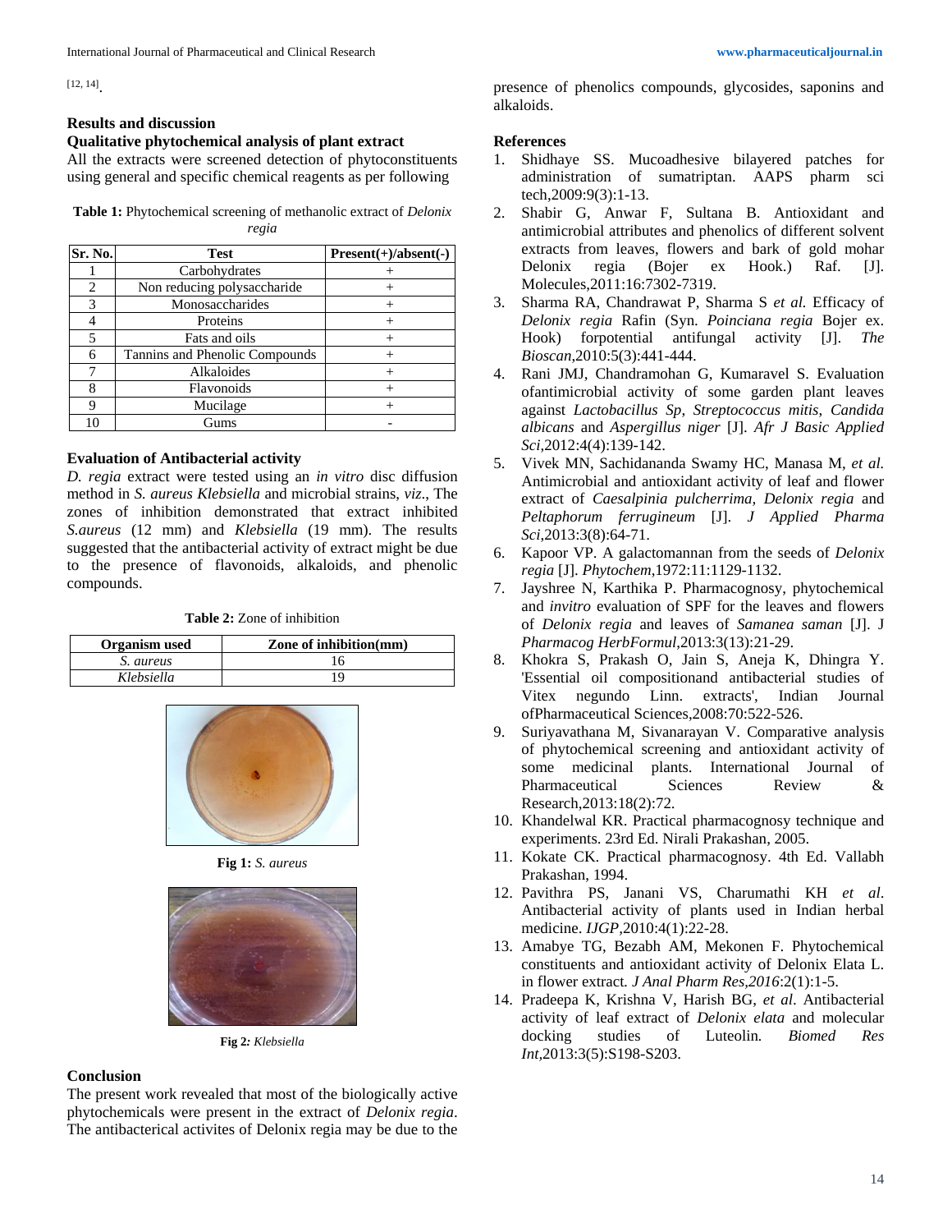[12, 14].

## Results and discussion

### Qualitative phytochemical analysis of plant extract

All the extracts were screened detection of phytoconstituents using general and specific chemical reagents as per following

**Table 1:** Phytochemical screening of methanolic extract of *Delonix regia*

| Sr. No. | Test | Present(+)/absent(-) |
|---|---|---|
| 1 | Carbohydrates | + |
| 2 | Non reducing polysaccharide | + |
| 3 | Monosaccharides | + |
| 4 | Proteins | + |
| 5 | Fats and oils | + |
| 6 | Tannins and Phenolic Compounds | + |
| 7 | Alkaloides | + |
| 8 | Flavonoids | + |
| 9 | Mucilage | + |
| 10 | Gums | - |

### Evaluation of Antibacterial activity

*D. regia* extract were tested using an *in vitro* disc diffusion method in *S. aureus Klebsiella* and microbial strains, *viz*., The zones of inhibition demonstrated that extract inhibited *S.aureus* (12 mm) and *Klebsiella* (19 mm). The results suggested that the antibacterial activity of extract might be due to the presence of flavonoids, alkaloids, and phenolic compounds.

**Table 2:** Zone of inhibition

| Organism used | Zone of inhibition(mm) |
|---|---|
| *S. aureus* | 16 |
| *Klebsiella* | 19 |

**Fig 1:** *S. aureus*

**Fig 2:** *Klebsiella*

## Conclusion

The present work revealed that most of the biologically active phytochemicals were present in the extract of *Delonix regia*. The antibacterical activites of Delonix regia may be due to the presence of phenolics compounds, glycosides, saponins and alkaloids.

## References

1. Shidhaye SS. Mucoadhesive bilayered patches for administration of sumatriptan. AAPS pharm sci tech,2009:9(3):1-13.
2. Shabir G, Anwar F, Sultana B. Antioxidant and antimicrobial attributes and phenolics of different solvent extracts from leaves, flowers and bark of gold mohar Delonix regia (Bojer ex Hook.) Raf. [J]. Molecules,2011:16:7302-7319.
3. Sharma RA, Chandrawat P, Sharma S *et al.* Efficacy of *Delonix regia* Rafin (Syn. *Poinciana regia* Bojer ex. Hook) forpotential antifungal activity [J]. *The Bioscan*,2010:5(3):441-444.
4. Rani JMJ, Chandramohan G, Kumaravel S. Evaluation ofantimicrobial activity of some garden plant leaves against *Lactobacillus Sp*, *Streptococcus mitis*, *Candida albicans* and *Aspergillus niger* [J]. *Afr J Basic Applied Sci*,2012:4(4):139-142.
5. Vivek MN, Sachidananda Swamy HC, Manasa M, *et al.* Antimicrobial and antioxidant activity of leaf and flower extract of *Caesalpinia pulcherrima, Delonix regia* and *Peltaphorum ferrugineum* [J]. *J Applied Pharma Sci*,2013:3(8):64-71.
6. Kapoor VP. A galactomannan from the seeds of *Delonix regia* [J]. *Phytochem*,1972:11:1129-1132.
7. Jayshree N, Karthika P. Pharmacognosy, phytochemical and *invitro* evaluation of SPF for the leaves and flowers of *Delonix regia* and leaves of *Samanea saman* [J]. J *Pharmacog HerbFormul*,2013:3(13):21-29.
8. Khokra S, Prakash O, Jain S, Aneja K, Dhingra Y. 'Essential oil compositionand antibacterial studies of Vitex negundo Linn. extracts', Indian Journal ofPharmaceutical Sciences,2008:70:522-526.
9. Suriyavathana M, Sivanarayan V. Comparative analysis of phytochemical screening and antioxidant activity of some medicinal plants. International Journal of Pharmaceutical Sciences Review & Research,2013:18(2):72.
10. Khandelwal KR. Practical pharmacognosy technique and experiments. 23rd Ed. Nirali Prakashan, 2005.
11. Kokate CK. Practical pharmacognosy. 4th Ed. Vallabh Prakashan, 1994.
12. Pavithra PS, Janani VS, Charumathi KH *et al*. Antibacterial activity of plants used in Indian herbal medicine. *IJGP*,2010:4(1):22-28.
13. Amabye TG, Bezabh AM, Mekonen F. Phytochemical constituents and antioxidant activity of Delonix Elata L. in flower extract. *J Anal Pharm Res,2016*:2(1):1-5.
14. Pradeepa K, Krishna V, Harish BG, *et al*. Antibacterial activity of leaf extract of *Delonix elata* and molecular docking studies of Luteolin. *Biomed Res Int*,2013:3(5):S198-S203.